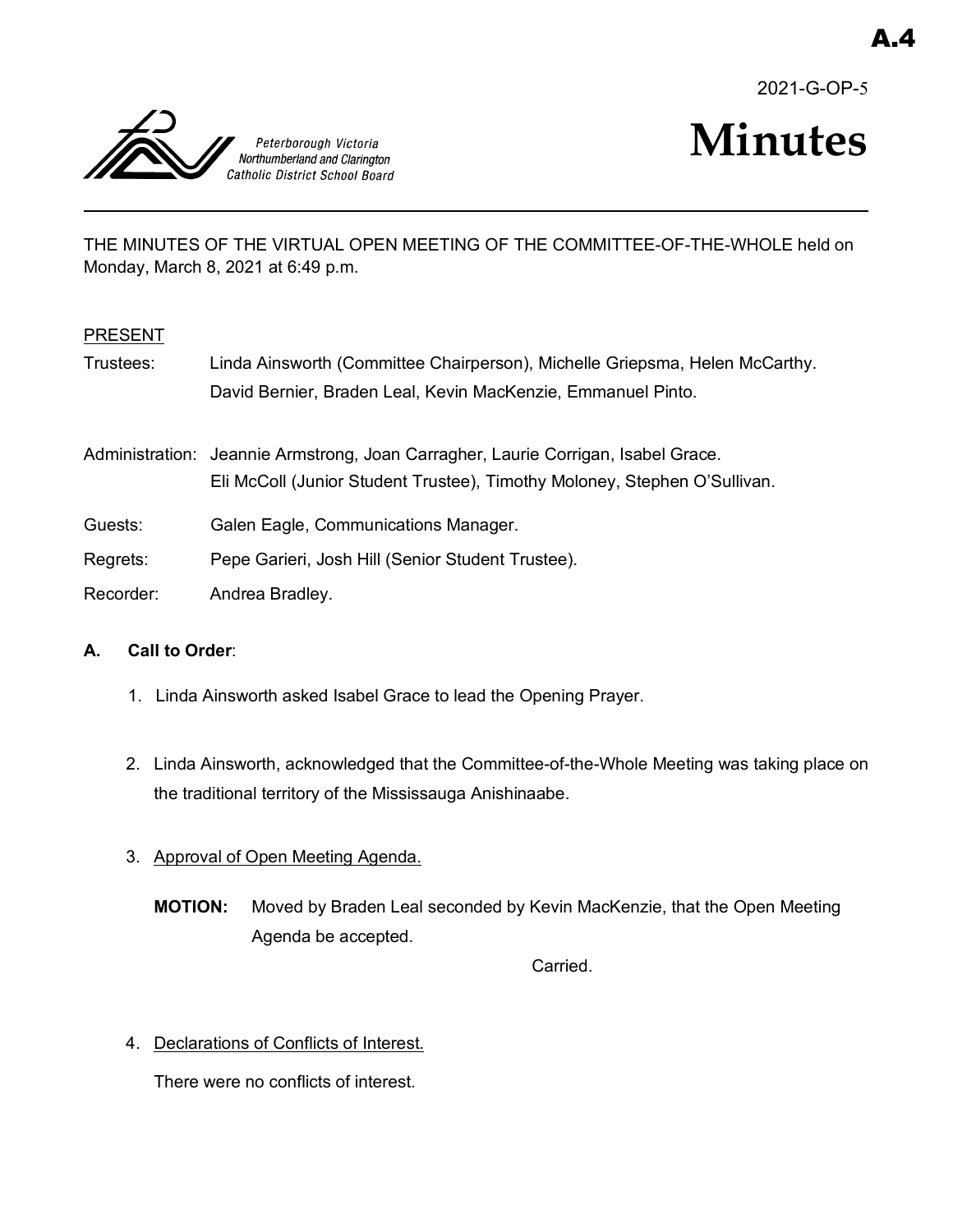A.4

2021-G-OP-5

Peterborough Victoria Northumberland and Clarington Catholic District School Board

# Minutes

THE MINUTES OF THE VIRTUAL OPEN MEETING OF THE COMMITTEE-OF-THE-WHOLE held on Monday, March 8, 2021 at 6:49 p.m.

PRESENT

Trustees: Linda Ainsworth (Committee Chairperson), Michelle Griepsma, Helen McCarthy. David Bernier, Braden Leal, Kevin MacKenzie, Emmanuel Pinto.

Administration: Jeannie Armstrong, Joan Carragher, Laurie Corrigan, Isabel Grace. Eli McColl (Junior Student Trustee), Timothy Moloney, Stephen O'Sullivan.

Guests: Galen Eagle, Communications Manager.

Regrets: Pepe Garieri, Josh Hill (Senior Student Trustee).

Recorder: Andrea Bradley.

**A. Call to Order**:

1. Linda Ainsworth asked Isabel Grace to lead the Opening Prayer.

2. Linda Ainsworth, acknowledged that the Committee-of-the-Whole Meeting was taking place on the traditional territory of the Mississauga Anishinaabe.

3. Approval of Open Meeting Agenda.

   **MOTION:** Moved by Braden Leal seconded by Kevin MacKenzie, that the Open Meeting Agenda be accepted.

   Carried.

4. Declarations of Conflicts of Interest.

   There were no conflicts of interest.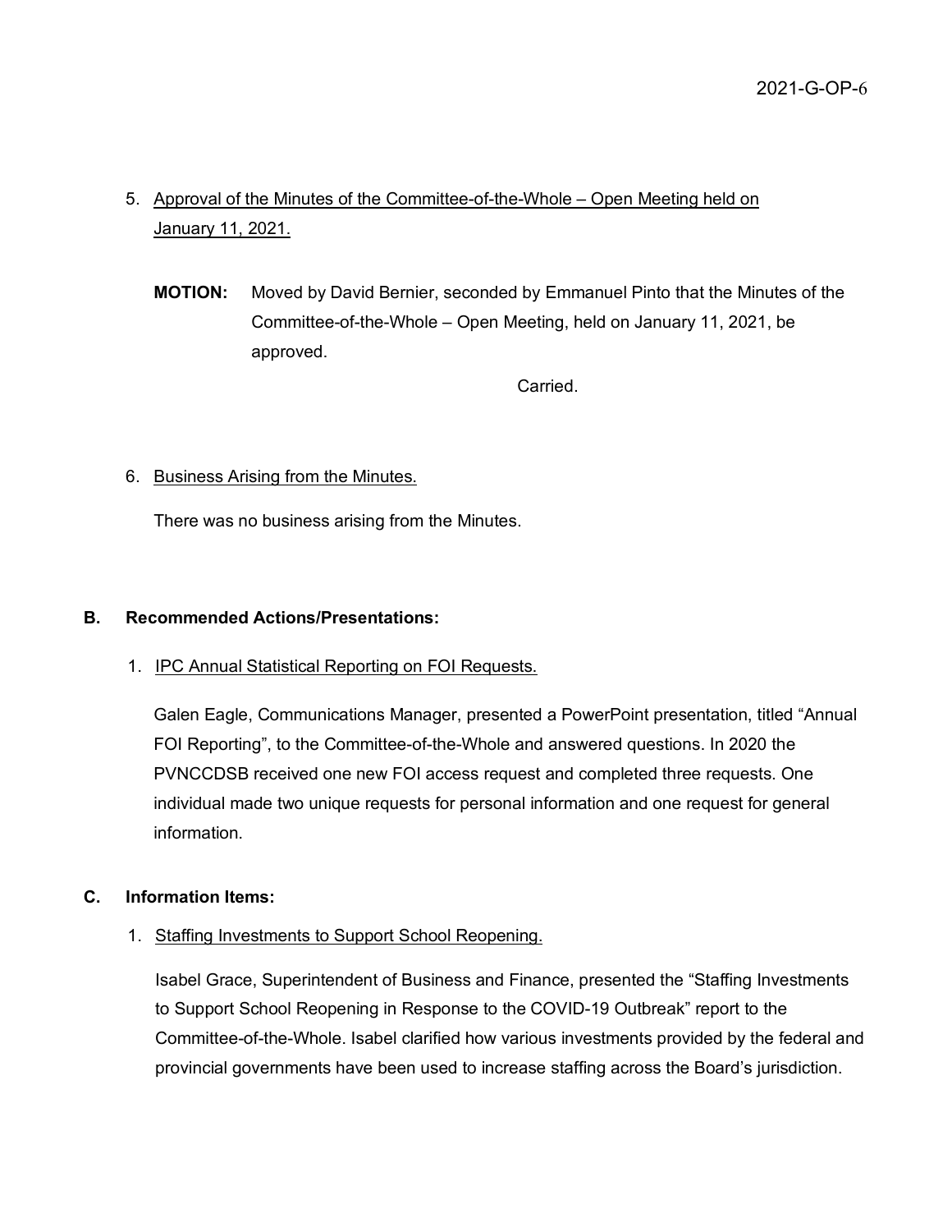5. Approval of the Minutes of the Committee-of-the-Whole – Open Meeting held on January 11, 2021.

   **MOTION:** Moved by David Bernier, seconded by Emmanuel Pinto that the Minutes of the Committee-of-the-Whole – Open Meeting, held on January 11, 2021, be approved.

   Carried.

6. Business Arising from the Minutes.

   There was no business arising from the Minutes.

**B. Recommended Actions/Presentations:**

1. IPC Annual Statistical Reporting on FOI Requests.

   Galen Eagle, Communications Manager, presented a PowerPoint presentation, titled "Annual FOI Reporting", to the Committee-of-the-Whole and answered questions. In 2020 the PVNCCDSB received one new FOI access request and completed three requests. One individual made two unique requests for personal information and one request for general information.

**C. Information Items:**

1. Staffing Investments to Support School Reopening.

   Isabel Grace, Superintendent of Business and Finance, presented the "Staffing Investments to Support School Reopening in Response to the COVID-19 Outbreak" report to the Committee-of-the-Whole. Isabel clarified how various investments provided by the federal and provincial governments have been used to increase staffing across the Board's jurisdiction.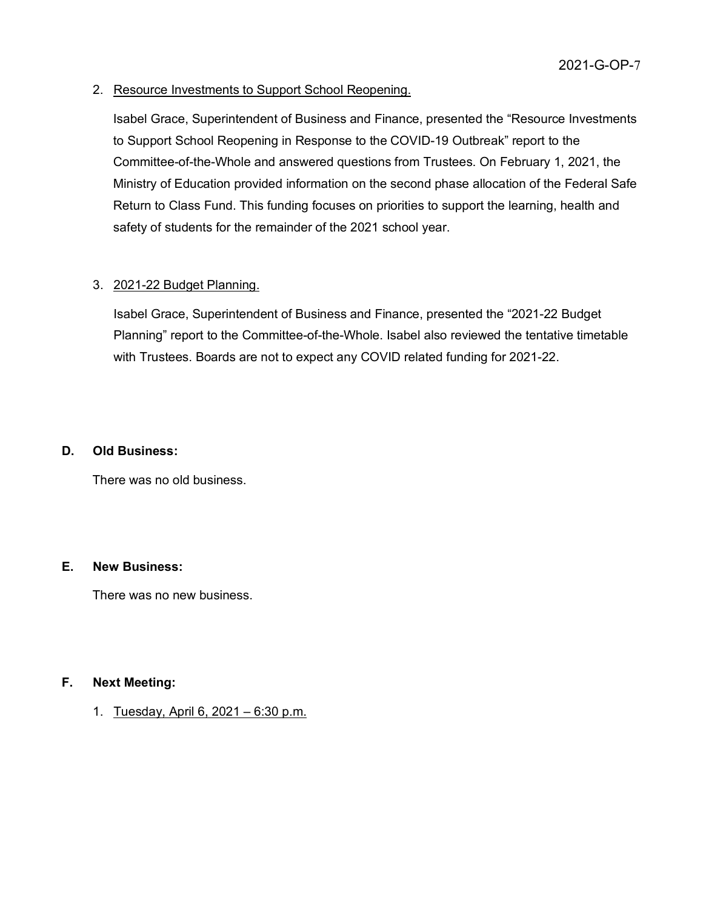2. Resource Investments to Support School Reopening.

   Isabel Grace, Superintendent of Business and Finance, presented the "Resource Investments to Support School Reopening in Response to the COVID-19 Outbreak" report to the Committee-of-the-Whole and answered questions from Trustees. On February 1, 2021, the Ministry of Education provided information on the second phase allocation of the Federal Safe Return to Class Fund. This funding focuses on priorities to support the learning, health and safety of students for the remainder of the 2021 school year.

3. 2021-22 Budget Planning.

   Isabel Grace, Superintendent of Business and Finance, presented the "2021-22 Budget Planning" report to the Committee-of-the-Whole. Isabel also reviewed the tentative timetable with Trustees. Boards are not to expect any COVID related funding for 2021-22.

## D. Old Business:

There was no old business.

## E. New Business:

There was no new business.

## F. Next Meeting:

1. Tuesday, April 6, 2021 – 6:30 p.m.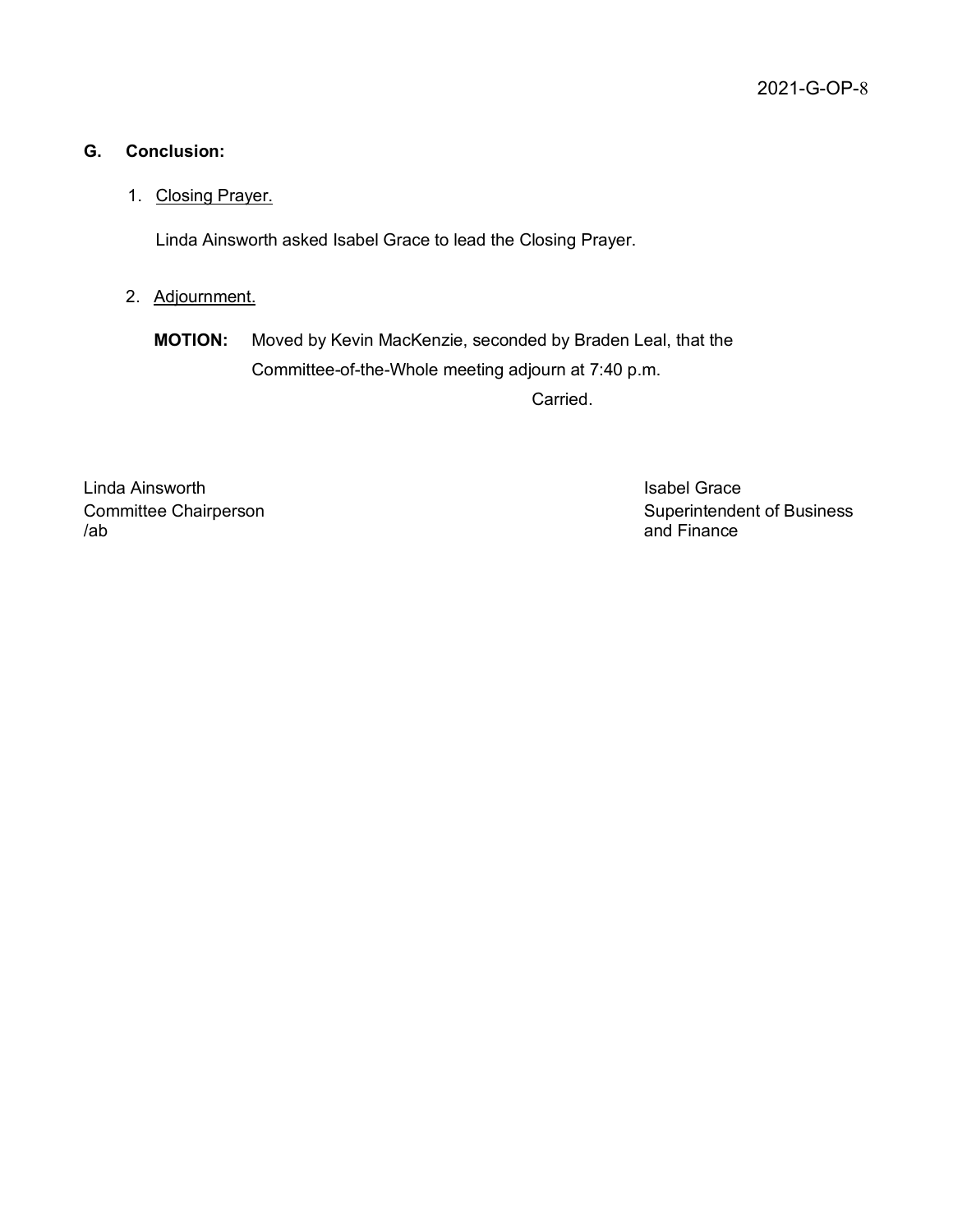## G. Conclusion:

1. Closing Prayer.

   Linda Ainsworth asked Isabel Grace to lead the Closing Prayer.

2. Adjournment.

   **MOTION:** Moved by Kevin MacKenzie, seconded by Braden Leal, that the Committee-of-the-Whole meeting adjourn at 7:40 p.m.

   Carried.

Linda Ainsworth
Committee Chairperson
/ab

Isabel Grace
Superintendent of Business and Finance